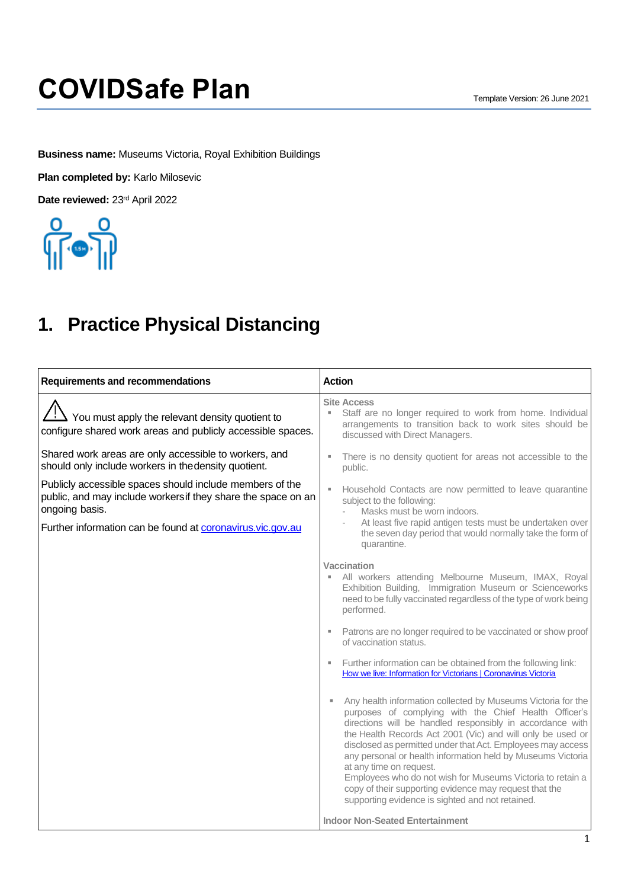# COVIDSafe Plan

Template Version: 26 June 2021

**Business name:** Museums Victoria, Royal Exhibition Buildings

**Plan completed by:** Karlo Milosevic

**Date reviewed:** 23rd April 2022

## 1. Practice Physical Distancing

| Requirements and recommendations | Action |
|---|---|
| ⚠ You must apply the relevant density quotient to configure shared work areas and publicly accessible spaces.<br><br>Shared work areas are only accessible to workers, and should only include workers in the density quotient.<br><br>Publicly accessible spaces should include members of the public, and may include workers if they share the space on an ongoing basis.<br><br>Further information can be found at [coronavirus.vic.gov.au](coronavirus.vic.gov.au) | **Site Access**<br>▪ Staff are no longer required to work from home. Individual arrangements to transition back to work sites should be discussed with Direct Managers.<br><br>▪ There is no density quotient for areas not accessible to the public.<br><br>▪ Household Contacts are now permitted to leave quarantine subject to the following:<br>- Masks must be worn indoors.<br>- At least five rapid antigen tests must be undertaken over the seven day period that would normally take the form of quarantine.<br><br>**Vaccination**<br>▪ All workers attending Melbourne Museum, IMAX, Royal Exhibition Building, Immigration Museum or Scienceworks need to be fully vaccinated regardless of the type of work being performed.<br><br>▪ Patrons are no longer required to be vaccinated or show proof of vaccination status.<br><br>▪ Further information can be obtained from the following link: [How we live: Information for Victorians \| Coronavirus Victoria]()<br><br>▪ Any health information collected by Museums Victoria for the purposes of complying with the Chief Health Officer's directions will be handled responsibly in accordance with the Health Records Act 2001 (Vic) and will only be used or disclosed as permitted under that Act. Employees may access any personal or health information held by Museums Victoria at any time on request.<br>Employees who do not wish for Museums Victoria to retain a copy of their supporting evidence may request that the supporting evidence is sighted and not retained.<br><br>**Indoor Non-Seated Entertainment** |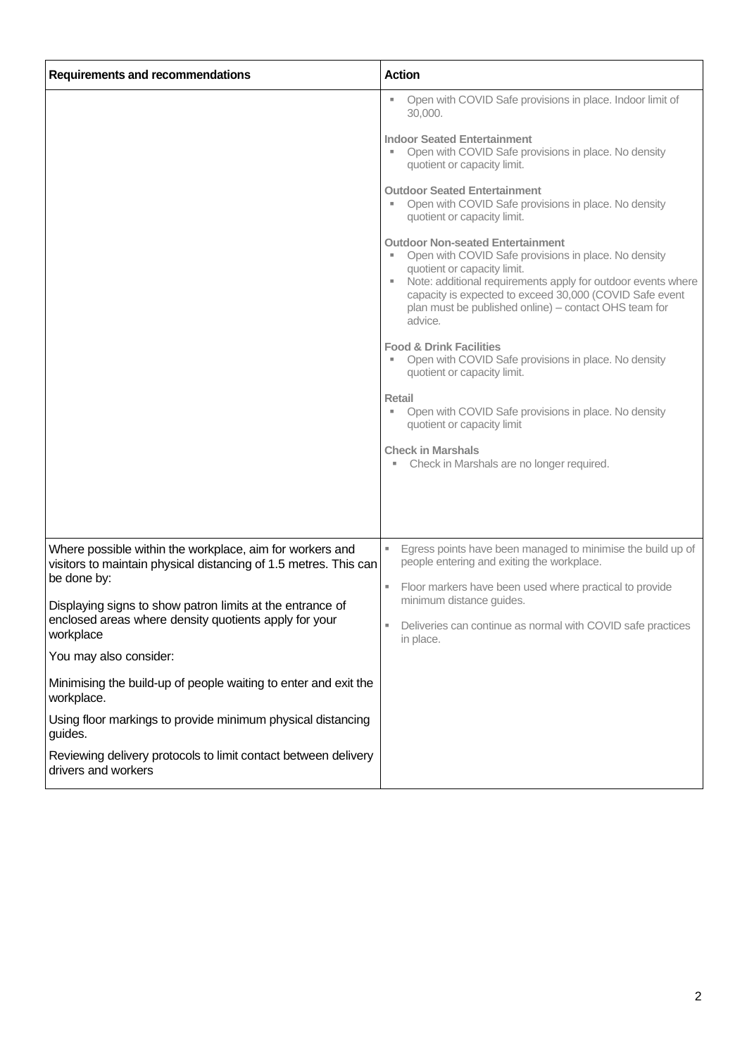| Requirements and recommendations | Action |
|---|---|
| | ▪ Open with COVID Safe provisions in place. Indoor limit of 30,000.<br><br>**Indoor Seated Entertainment**<br>▪ Open with COVID Safe provisions in place. No density quotient or capacity limit.<br><br>**Outdoor Seated Entertainment**<br>▪ Open with COVID Safe provisions in place. No density quotient or capacity limit.<br><br>**Outdoor Non-seated Entertainment**<br>▪ Open with COVID Safe provisions in place. No density quotient or capacity limit.<br>▪ Note: additional requirements apply for outdoor events where capacity is expected to exceed 30,000 (COVID Safe event plan must be published online) – contact OHS team for advice.<br><br>**Food & Drink Facilities**<br>▪ Open with COVID Safe provisions in place. No density quotient or capacity limit.<br><br>**Retail**<br>▪ Open with COVID Safe provisions in place. No density quotient or capacity limit<br><br>**Check in Marshals**<br>▪ Check in Marshals are no longer required. |
| Where possible within the workplace, aim for workers and visitors to maintain physical distancing of 1.5 metres. This can be done by:<br><br>Displaying signs to show patron limits at the entrance of enclosed areas where density quotients apply for your workplace<br><br>You may also consider:<br><br>Minimising the build-up of people waiting to enter and exit the workplace.<br><br>Using floor markings to provide minimum physical distancing guides.<br><br>Reviewing delivery protocols to limit contact between delivery drivers and workers | ▪ Egress points have been managed to minimise the build up of people entering and exiting the workplace.<br><br>▪ Floor markers have been used where practical to provide minimum distance guides.<br><br>▪ Deliveries can continue as normal with COVID safe practices in place. |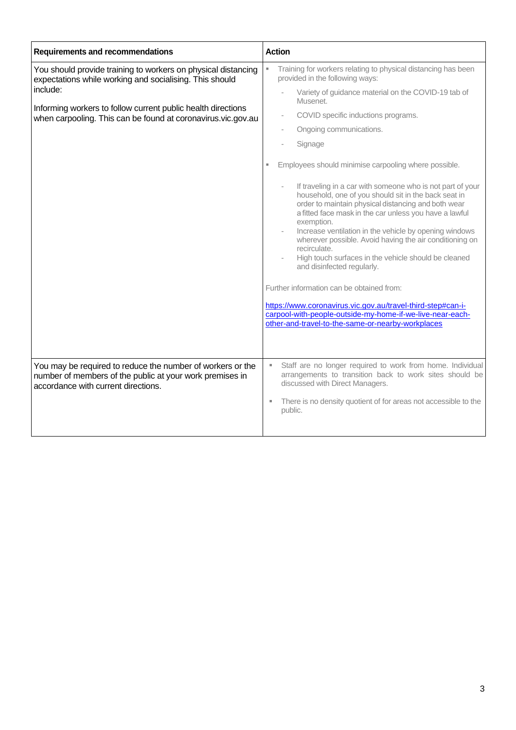| Requirements and recommendations | Action |
| --- | --- |
| You should provide training to workers on physical distancing expectations while working and socialising. This should include:<br><br>Informing workers to follow current public health directions when carpooling. This can be found at coronavirus.vic.gov.au | ▪ Training for workers relating to physical distancing has been provided in the following ways:<br>- Variety of guidance material on the COVID-19 tab of Musenet.<br>- COVID specific inductions programs.<br>- Ongoing communications.<br>- Signage<br><br>▪ Employees should minimise carpooling where possible.<br>- If traveling in a car with someone who is not part of your household, one of you should sit in the back seat in order to maintain physical distancing and both wear a fitted face mask in the car unless you have a lawful exemption.<br>- Increase ventilation in the vehicle by opening windows wherever possible. Avoid having the air conditioning on recirculate.<br>- High touch surfaces in the vehicle should be cleaned and disinfected regularly.<br><br>Further information can be obtained from:<br><br>[https://www.coronavirus.vic.gov.au/travel-third-step#can-i-carpool-with-people-outside-my-home-if-we-live-near-each-other-and-travel-to-the-same-or-nearby-workplaces](https://www.coronavirus.vic.gov.au/travel-third-step#can-i-carpool-with-people-outside-my-home-if-we-live-near-each-other-and-travel-to-the-same-or-nearby-workplaces) |
| You may be required to reduce the number of workers or the number of members of the public at your work premises in accordance with current directions. | ▪ Staff are no longer required to work from home. Individual arrangements to transition back to work sites should be discussed with Direct Managers.<br><br>▪ There is no density quotient of for areas not accessible to the public. |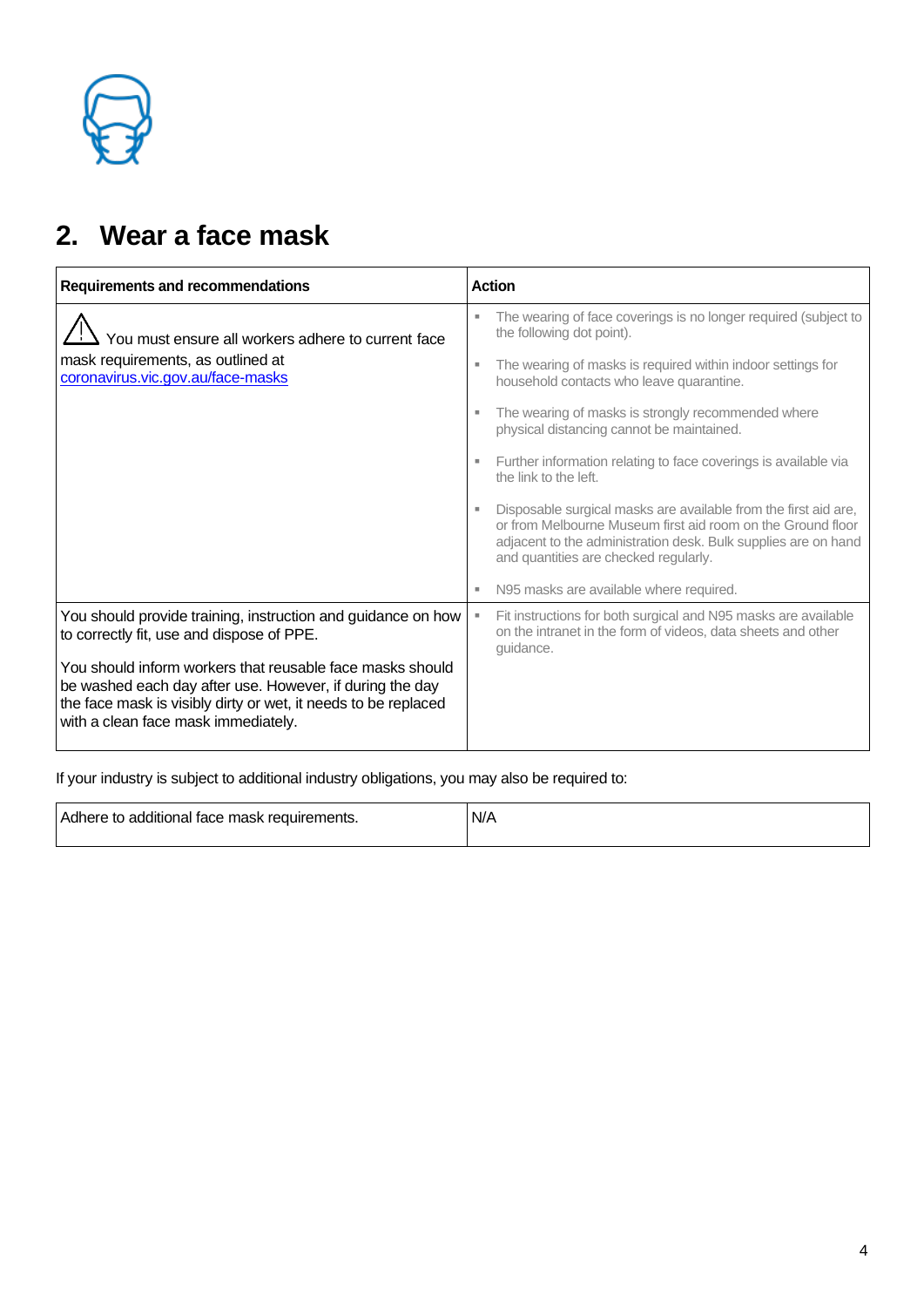## 2. Wear a face mask

| Requirements and recommendations | Action |
| --- | --- |
| ⚠ You must ensure all workers adhere to current face mask requirements, as outlined at [coronavirus.vic.gov.au/face-masks](coronavirus.vic.gov.au/face-masks) | ▪ The wearing of face coverings is no longer required (subject to the following dot point).<br>▪ The wearing of masks is required within indoor settings for household contacts who leave quarantine.<br>▪ The wearing of masks is strongly recommended where physical distancing cannot be maintained.<br>▪ Further information relating to face coverings is available via the link to the left.<br>▪ Disposable surgical masks are available from the first aid are, or from Melbourne Museum first aid room on the Ground floor adjacent to the administration desk. Bulk supplies are on hand and quantities are checked regularly.<br>▪ N95 masks are available where required. |
| You should provide training, instruction and guidance on how to correctly fit, use and dispose of PPE.<br><br>You should inform workers that reusable face masks should be washed each day after use. However, if during the day the face mask is visibly dirty or wet, it needs to be replaced with a clean face mask immediately. | ▪ Fit instructions for both surgical and N95 masks are available on the intranet in the form of videos, data sheets and other guidance. |

If your industry is subject to additional industry obligations, you may also be required to:

| Adhere to additional face mask requirements. | N/A |
| --- | --- |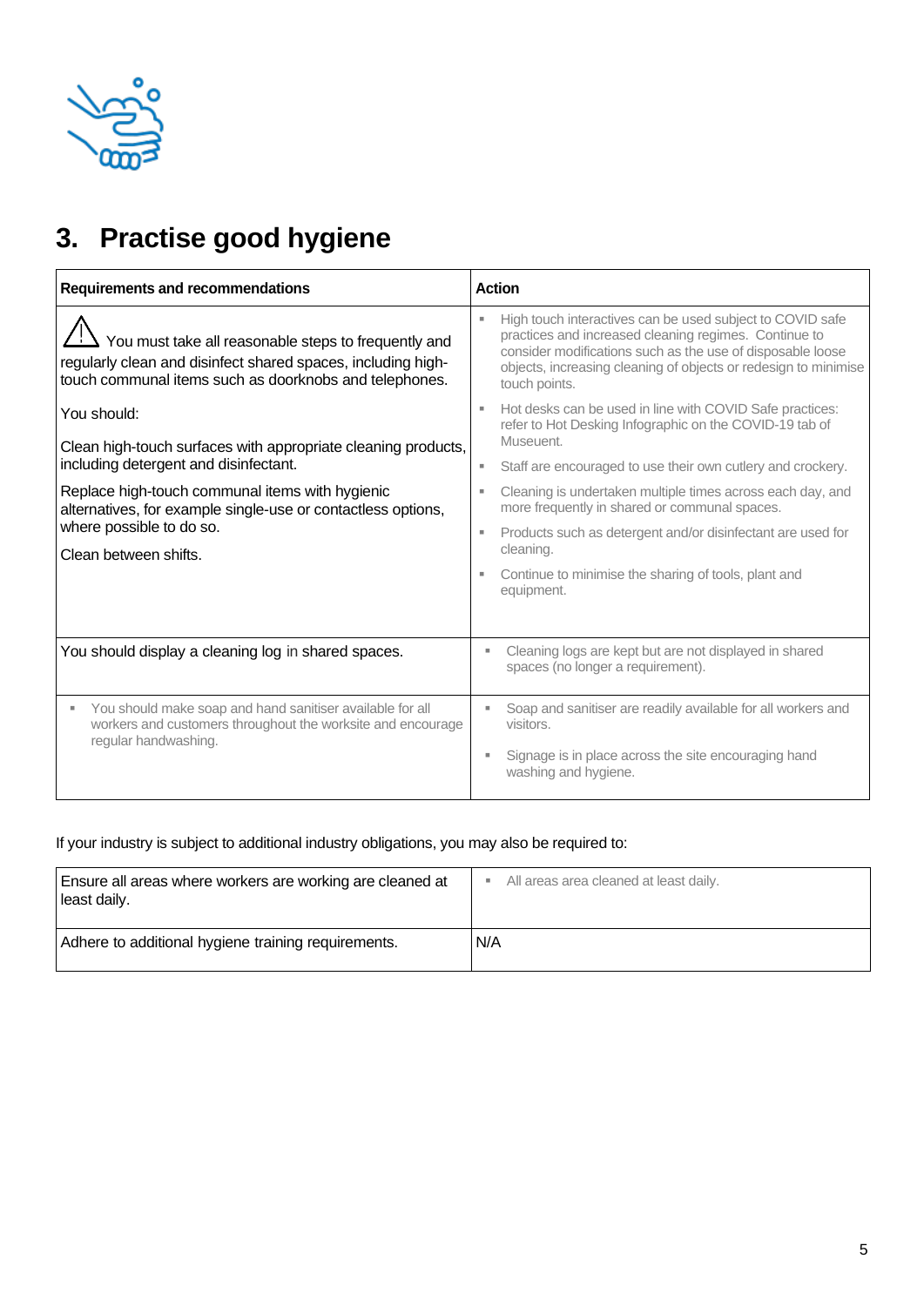# 3. Practise good hygiene

| Requirements and recommendations | Action |
|---|---|
| ⚠ You must take all reasonable steps to frequently and regularly clean and disinfect shared spaces, including high-touch communal items such as doorknobs and telephones.<br><br>You should:<br><br>Clean high-touch surfaces with appropriate cleaning products, including detergent and disinfectant.<br><br>Replace high-touch communal items with hygienic alternatives, for example single-use or contactless options, where possible to do so.<br><br>Clean between shifts. | ▪ High touch interactives can be used subject to COVID safe practices and increased cleaning regimes. Continue to consider modifications such as the use of disposable loose objects, increasing cleaning of objects or redesign to minimise touch points.<br>▪ Hot desks can be used in line with COVID Safe practices: refer to Hot Desking Infographic on the COVID-19 tab of Museuent.<br>▪ Staff are encouraged to use their own cutlery and crockery.<br>▪ Cleaning is undertaken multiple times across each day, and more frequently in shared or communal spaces.<br>▪ Products such as detergent and/or disinfectant are used for cleaning.<br>▪ Continue to minimise the sharing of tools, plant and equipment. |
| You should display a cleaning log in shared spaces. | ▪ Cleaning logs are kept but are not displayed in shared spaces (no longer a requirement). |
| ▪ You should make soap and hand sanitiser available for all workers and customers throughout the worksite and encourage regular handwashing. | ▪ Soap and sanitiser are readily available for all workers and visitors.<br>▪ Signage is in place across the site encouraging hand washing and hygiene. |

If your industry is subject to additional industry obligations, you may also be required to:

| | |
|---|---|
| Ensure all areas where workers are working are cleaned at least daily. | ▪ All areas area cleaned at least daily. |
| Adhere to additional hygiene training requirements. | N/A |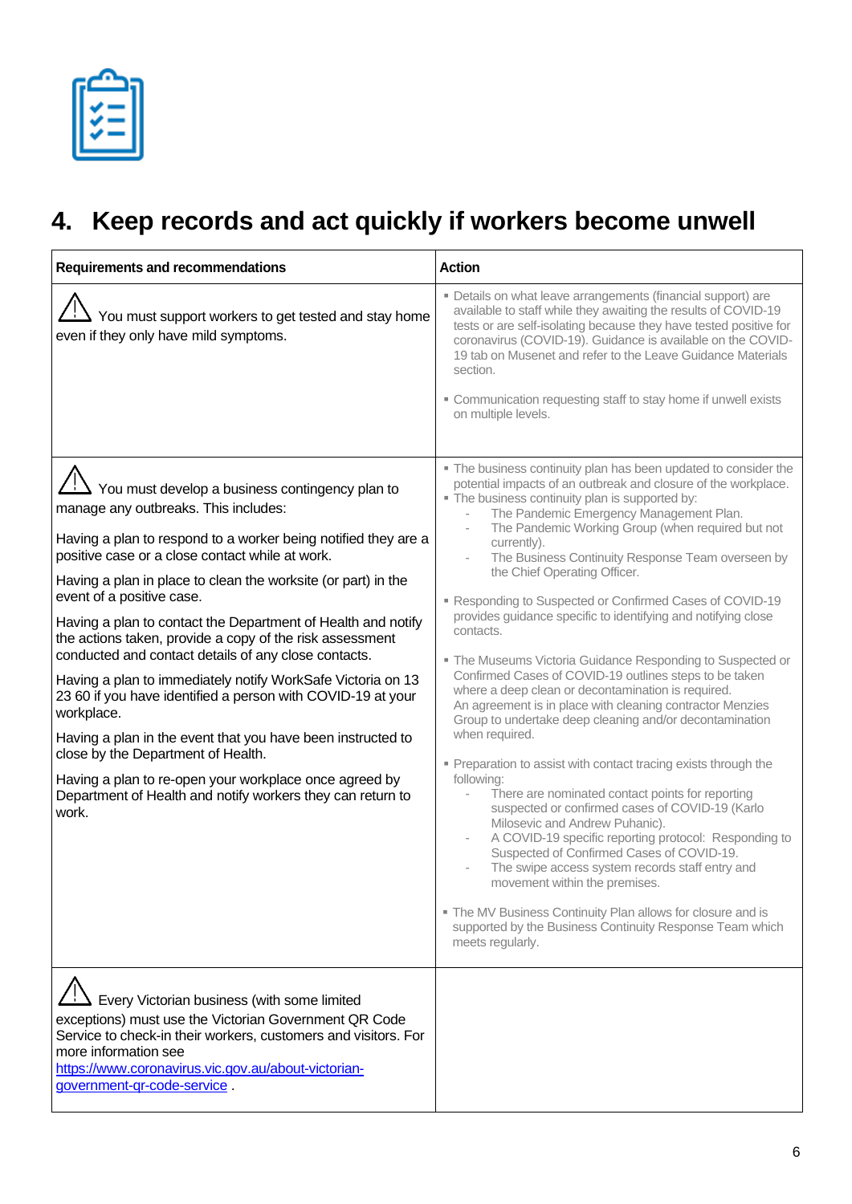# 4. Keep records and act quickly if workers become unwell

| Requirements and recommendations | Action |
|---|---|
| ⚠ You must support workers to get tested and stay home even if they only have mild symptoms. | ▪ Details on what leave arrangements (financial support) are available to staff while they awaiting the results of COVID-19 tests or are self-isolating because they have tested positive for coronavirus (COVID-19). Guidance is available on the COVID-19 tab on Musenet and refer to the Leave Guidance Materials section.<br><br>▪ Communication requesting staff to stay home if unwell exists on multiple levels. |
| ⚠ You must develop a business contingency plan to manage any outbreaks. This includes:<br><br>Having a plan to respond to a worker being notified they are a positive case or a close contact while at work.<br><br>Having a plan in place to clean the worksite (or part) in the event of a positive case.<br><br>Having a plan to contact the Department of Health and notify the actions taken, provide a copy of the risk assessment conducted and contact details of any close contacts.<br><br>Having a plan to immediately notify WorkSafe Victoria on 13 23 60 if you have identified a person with COVID-19 at your workplace.<br><br>Having a plan in the event that you have been instructed to close by the Department of Health.<br><br>Having a plan to re-open your workplace once agreed by Department of Health and notify workers they can return to work. | ▪ The business continuity plan has been updated to consider the potential impacts of an outbreak and closure of the workplace.<br>▪ The business continuity plan is supported by:<br>- The Pandemic Emergency Management Plan.<br>- The Pandemic Working Group (when required but not currently).<br>- The Business Continuity Response Team overseen by the Chief Operating Officer.<br><br>▪ Responding to Suspected or Confirmed Cases of COVID-19 provides guidance specific to identifying and notifying close contacts.<br><br>▪ The Museums Victoria Guidance Responding to Suspected or Confirmed Cases of COVID-19 outlines steps to be taken where a deep clean or decontamination is required. An agreement is in place with cleaning contractor Menzies Group to undertake deep cleaning and/or decontamination when required.<br><br>▪ Preparation to assist with contact tracing exists through the following:<br>- There are nominated contact points for reporting suspected or confirmed cases of COVID-19 (Karlo Milosevic and Andrew Puhanic).<br>- A COVID-19 specific reporting protocol: Responding to Suspected of Confirmed Cases of COVID-19.<br>- The swipe access system records staff entry and movement within the premises.<br><br>▪ The MV Business Continuity Plan allows for closure and is supported by the Business Continuity Response Team which meets regularly. |
| ⚠ Every Victorian business (with some limited exceptions) must use the Victorian Government QR Code Service to check-in their workers, customers and visitors. For more information see https://www.coronavirus.vic.gov.au/about-victorian-government-qr-code-service . | |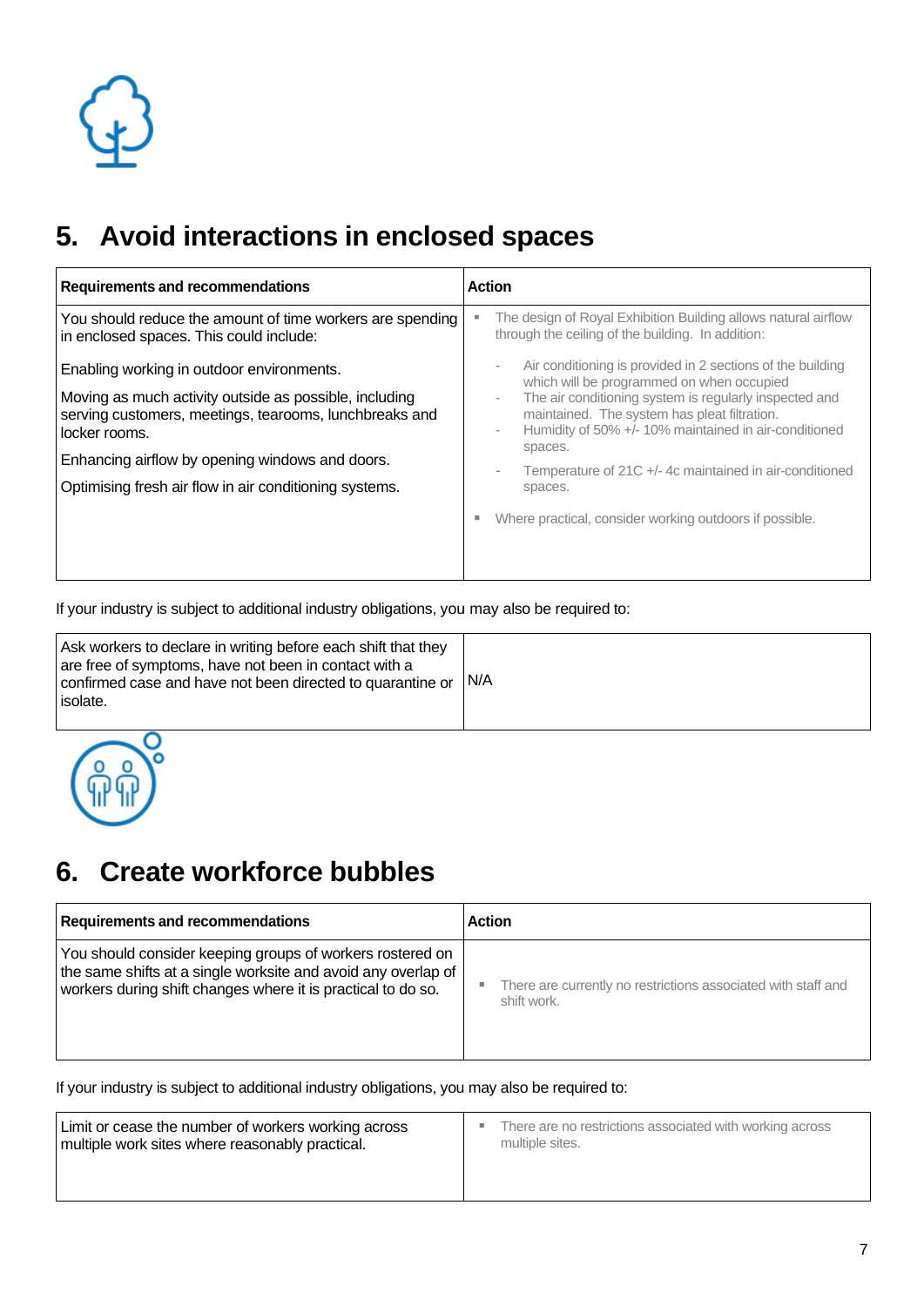## 5. Avoid interactions in enclosed spaces

| Requirements and recommendations | Action |
|---|---|
| You should reduce the amount of time workers are spending in enclosed spaces. This could include:<br><br>Enabling working in outdoor environments.<br><br>Moving as much activity outside as possible, including serving customers, meetings, tearooms, lunchbreaks and locker rooms.<br><br>Enhancing airflow by opening windows and doors.<br><br>Optimising fresh air flow in air conditioning systems. | ▪ The design of Royal Exhibition Building allows natural airflow through the ceiling of the building. In addition:<br>- Air conditioning is provided in 2 sections of the building which will be programmed on when occupied<br>- The air conditioning system is regularly inspected and maintained. The system has pleat filtration.<br>- Humidity of 50% +/- 10% maintained in air-conditioned spaces.<br>- Temperature of 21C +/- 4c maintained in air-conditioned spaces.<br><br>▪ Where practical, consider working outdoors if possible. |

If your industry is subject to additional industry obligations, you may also be required to:

| | |
|---|---|
| Ask workers to declare in writing before each shift that they are free of symptoms, have not been in contact with a confirmed case and have not been directed to quarantine or isolate. | N/A |

## 6. Create workforce bubbles

| Requirements and recommendations | Action |
|---|---|
| You should consider keeping groups of workers rostered on the same shifts at a single worksite and avoid any overlap of workers during shift changes where it is practical to do so. | ▪ There are currently no restrictions associated with staff and shift work. |

If your industry is subject to additional industry obligations, you may also be required to:

| | |
|---|---|
| Limit or cease the number of workers working across multiple work sites where reasonably practical. | ▪ There are no restrictions associated with working across multiple sites. |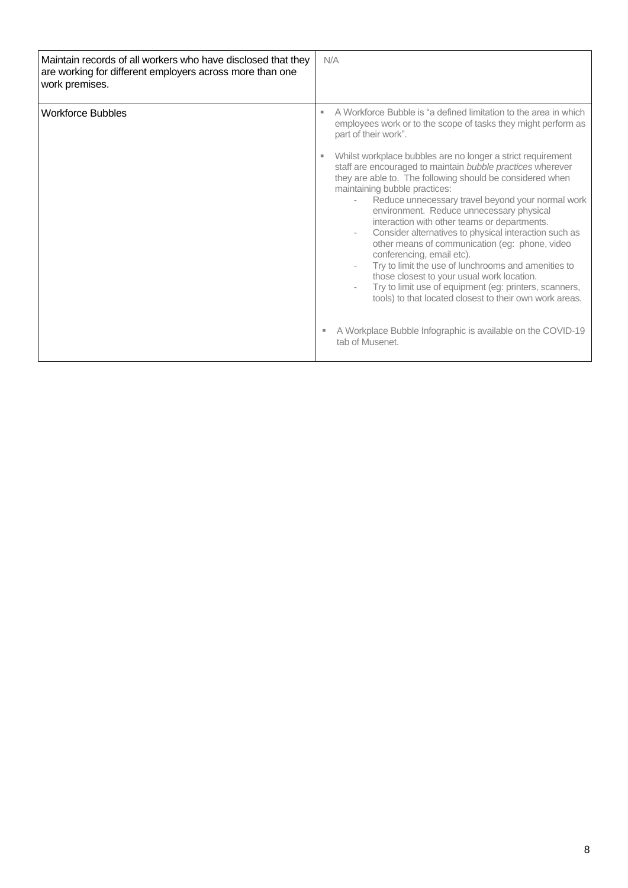| | |
|---|---|
| Maintain records of all workers who have disclosed that they are working for different employers across more than one work premises. | N/A |
| Workforce Bubbles | ▪ A Workforce Bubble is "a defined limitation to the area in which employees work or to the scope of tasks they might perform as part of their work".<br><br>▪ Whilst workplace bubbles are no longer a strict requirement staff are encouraged to maintain *bubble practices* wherever they are able to. The following should be considered when maintaining bubble practices:<br>- Reduce unnecessary travel beyond your normal work environment. Reduce unnecessary physical interaction with other teams or departments.<br>- Consider alternatives to physical interaction such as other means of communication (eg: phone, video conferencing, email etc).<br>- Try to limit the use of lunchrooms and amenities to those closest to your usual work location.<br>- Try to limit use of equipment (eg: printers, scanners, tools) to that located closest to their own work areas.<br><br>▪ A Workplace Bubble Infographic is available on the COVID-19 tab of Musenet. |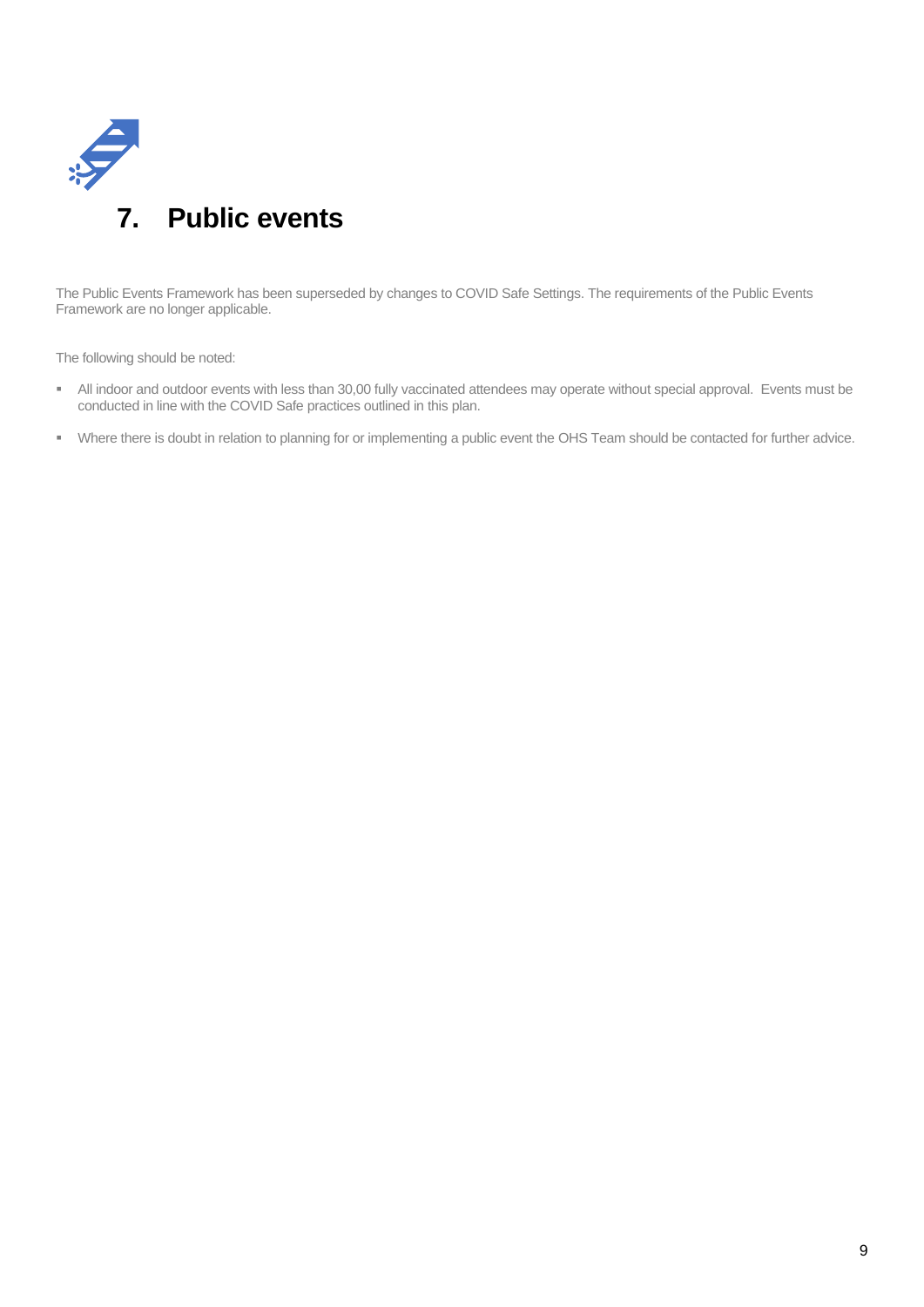# 7. Public events

The Public Events Framework has been superseded by changes to COVID Safe Settings. The requirements of the Public Events Framework are no longer applicable.

The following should be noted:

- All indoor and outdoor events with less than 30,00 fully vaccinated attendees may operate without special approval. Events must be conducted in line with the COVID Safe practices outlined in this plan.
- Where there is doubt in relation to planning for or implementing a public event the OHS Team should be contacted for further advice.